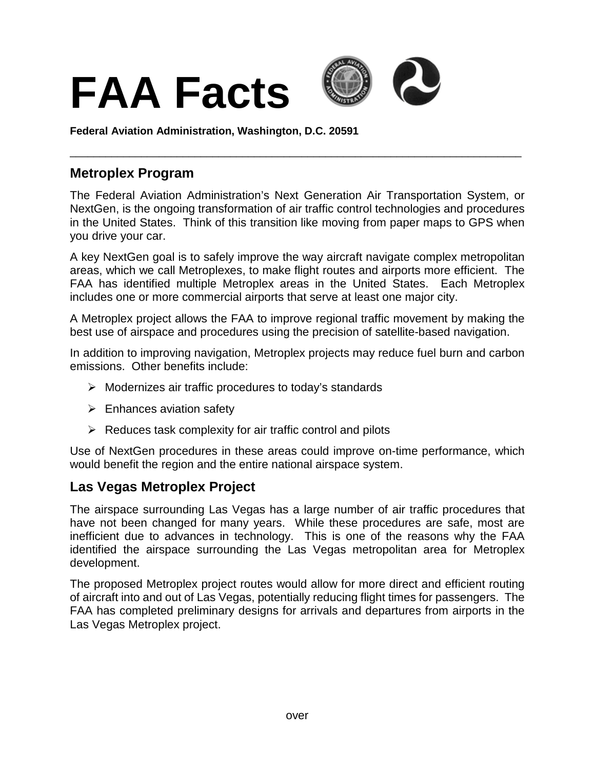# FAA Facts

**Federal Aviation Administration, Washington, D.C. 20591**

---

## Metroplex Program

The Federal Aviation Administration's Next Generation Air Transportation System, or NextGen, is the ongoing transformation of air traffic control technologies and procedures in the United States. Think of this transition like moving from paper maps to GPS when you drive your car.

A key NextGen goal is to safely improve the way aircraft navigate complex metropolitan areas, which we call Metroplexes, to make flight routes and airports more efficient. The FAA has identified multiple Metroplex areas in the United States. Each Metroplex includes one or more commercial airports that serve at least one major city.

A Metroplex project allows the FAA to improve regional traffic movement by making the best use of airspace and procedures using the precision of satellite-based navigation.

In addition to improving navigation, Metroplex projects may reduce fuel burn and carbon emissions. Other benefits include:

- Modernizes air traffic procedures to today's standards
- Enhances aviation safety
- Reduces task complexity for air traffic control and pilots

Use of NextGen procedures in these areas could improve on-time performance, which would benefit the region and the entire national airspace system.

## Las Vegas Metroplex Project

The airspace surrounding Las Vegas has a large number of air traffic procedures that have not been changed for many years. While these procedures are safe, most are inefficient due to advances in technology. This is one of the reasons why the FAA identified the airspace surrounding the Las Vegas metropolitan area for Metroplex development.

The proposed Metroplex project routes would allow for more direct and efficient routing of aircraft into and out of Las Vegas, potentially reducing flight times for passengers. The FAA has completed preliminary designs for arrivals and departures from airports in the Las Vegas Metroplex project.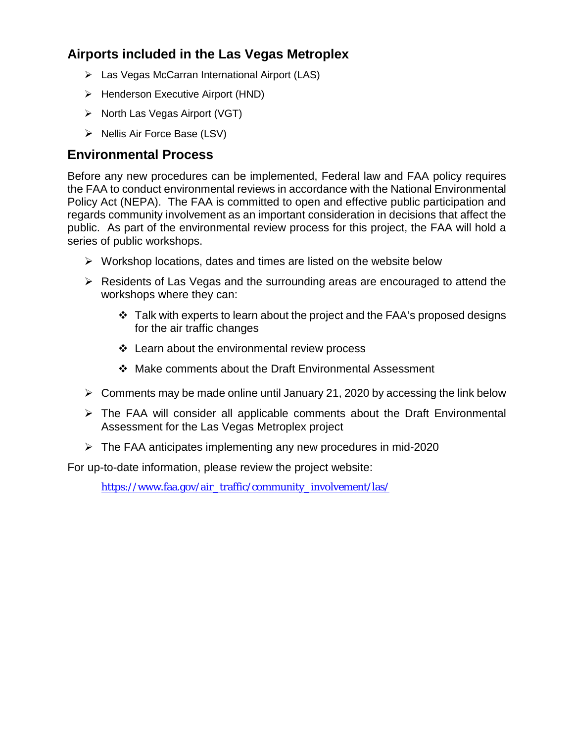## Airports included in the Las Vegas Metroplex

- Las Vegas McCarran International Airport (LAS)
- Henderson Executive Airport (HND)
- North Las Vegas Airport (VGT)
- Nellis Air Force Base (LSV)

## Environmental Process

Before any new procedures can be implemented, Federal law and FAA policy requires the FAA to conduct environmental reviews in accordance with the National Environmental Policy Act (NEPA). The FAA is committed to open and effective public participation and regards community involvement as an important consideration in decisions that affect the public. As part of the environmental review process for this project, the FAA will hold a series of public workshops.

- Workshop locations, dates and times are listed on the website below
- Residents of Las Vegas and the surrounding areas are encouraged to attend the workshops where they can:
  - Talk with experts to learn about the project and the FAA's proposed designs for the air traffic changes
  - Learn about the environmental review process
  - Make comments about the Draft Environmental Assessment
- Comments may be made online until January 21, 2020 by accessing the link below
- The FAA will consider all applicable comments about the Draft Environmental Assessment for the Las Vegas Metroplex project
- The FAA anticipates implementing any new procedures in mid-2020

For up-to-date information, please review the project website:

https://www.faa.gov/air_traffic/community_involvement/las/